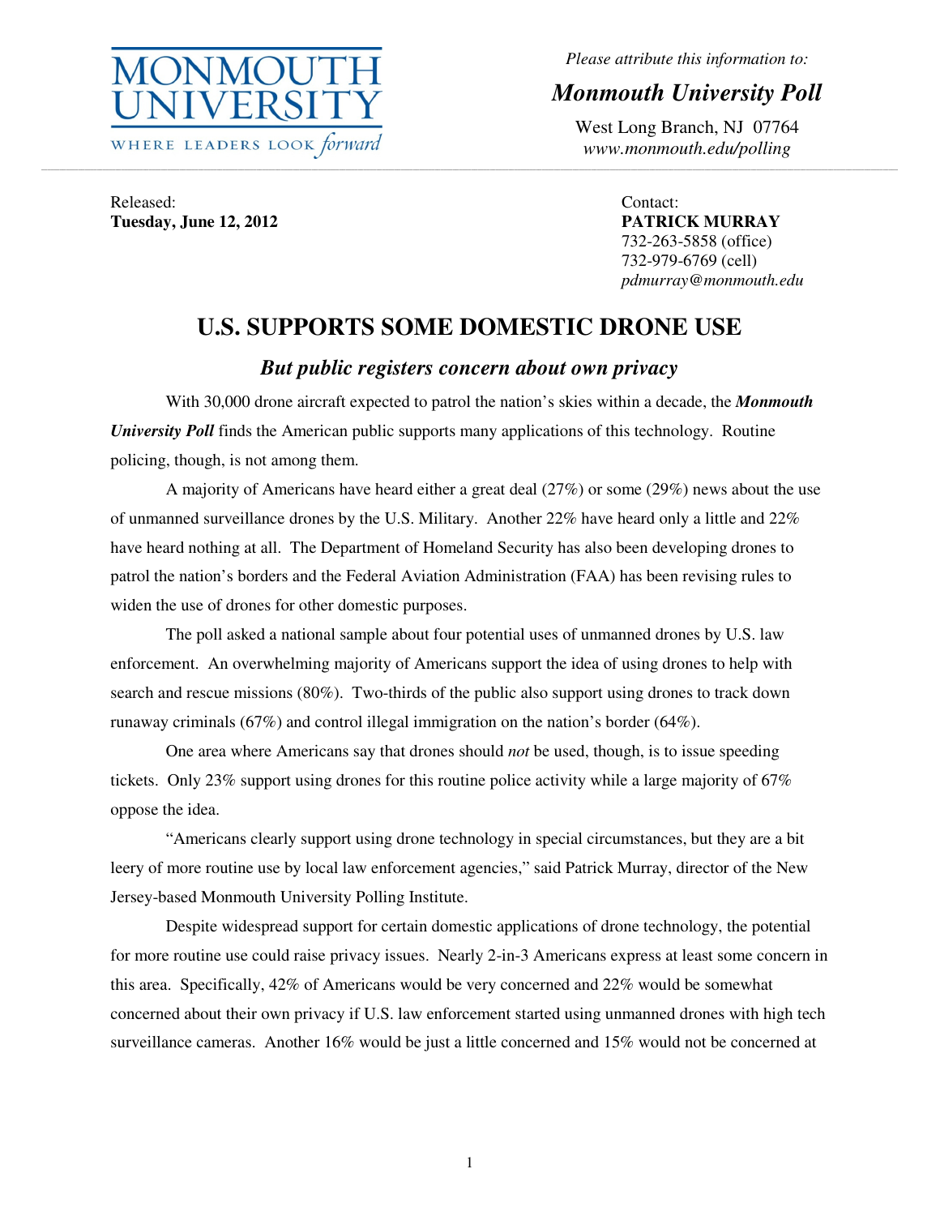MONMOUTH UNIVERSITY

WHERE LEADERS LOOK *forward*

*Please attribute this information to:*

***Monmouth University Poll***

West Long Branch, NJ 07764
*www.monmouth.edu/polling*

Released:
**Tuesday, June 12, 2012**

Contact:
**PATRICK MURRAY**
732-263-5858 (office)
732-979-6769 (cell)
*pdmurray@monmouth.edu*

# U.S. SUPPORTS SOME DOMESTIC DRONE USE

## *But public registers concern about own privacy*

With 30,000 drone aircraft expected to patrol the nation's skies within a decade, the ***Monmouth University Poll*** finds the American public supports many applications of this technology. Routine policing, though, is not among them.

A majority of Americans have heard either a great deal (27%) or some (29%) news about the use of unmanned surveillance drones by the U.S. Military. Another 22% have heard only a little and 22% have heard nothing at all. The Department of Homeland Security has also been developing drones to patrol the nation's borders and the Federal Aviation Administration (FAA) has been revising rules to widen the use of drones for other domestic purposes.

The poll asked a national sample about four potential uses of unmanned drones by U.S. law enforcement. An overwhelming majority of Americans support the idea of using drones to help with search and rescue missions (80%). Two-thirds of the public also support using drones to track down runaway criminals (67%) and control illegal immigration on the nation's border (64%).

One area where Americans say that drones should *not* be used, though, is to issue speeding tickets. Only 23% support using drones for this routine police activity while a large majority of 67% oppose the idea.

"Americans clearly support using drone technology in special circumstances, but they are a bit leery of more routine use by local law enforcement agencies," said Patrick Murray, director of the New Jersey-based Monmouth University Polling Institute.

Despite widespread support for certain domestic applications of drone technology, the potential for more routine use could raise privacy issues. Nearly 2-in-3 Americans express at least some concern in this area. Specifically, 42% of Americans would be very concerned and 22% would be somewhat concerned about their own privacy if U.S. law enforcement started using unmanned drones with high tech surveillance cameras. Another 16% would be just a little concerned and 15% would not be concerned at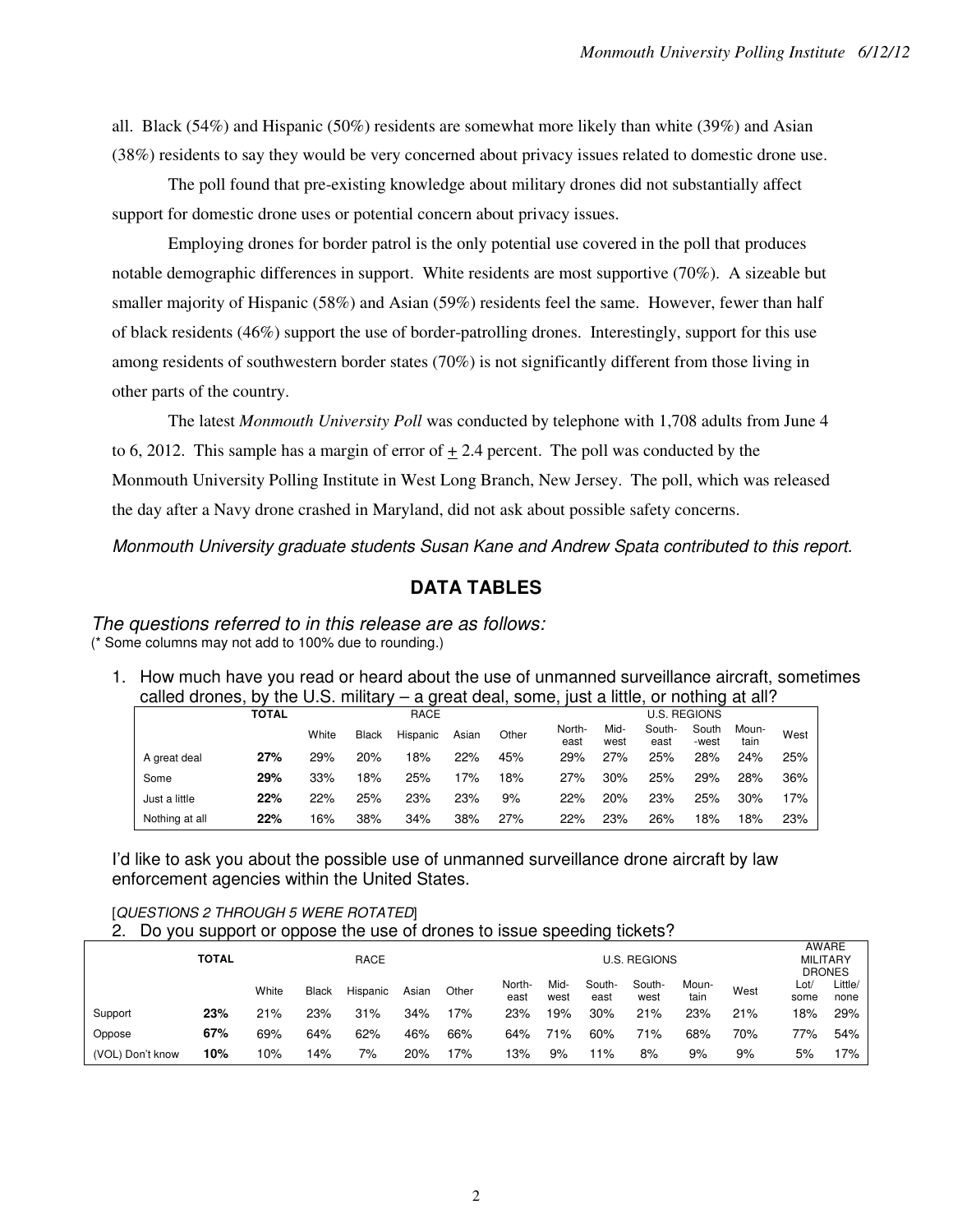all. Black (54%) and Hispanic (50%) residents are somewhat more likely than white (39%) and Asian (38%) residents to say they would be very concerned about privacy issues related to domestic drone use.

The poll found that pre-existing knowledge about military drones did not substantially affect support for domestic drone uses or potential concern about privacy issues.

Employing drones for border patrol is the only potential use covered in the poll that produces notable demographic differences in support. White residents are most supportive (70%). A sizeable but smaller majority of Hispanic (58%) and Asian (59%) residents feel the same. However, fewer than half of black residents (46%) support the use of border-patrolling drones. Interestingly, support for this use among residents of southwestern border states (70%) is not significantly different from those living in other parts of the country.

The latest *Monmouth University Poll* was conducted by telephone with 1,708 adults from June 4 to 6, 2012. This sample has a margin of error of ± 2.4 percent. The poll was conducted by the Monmouth University Polling Institute in West Long Branch, New Jersey. The poll, which was released the day after a Navy drone crashed in Maryland, did not ask about possible safety concerns.

*Monmouth University graduate students Susan Kane and Andrew Spata contributed to this report.*

## DATA TABLES

*The questions referred to in this release are as follows:*

(* Some columns may not add to 100% due to rounding.)

1. How much have you read or heard about the use of unmanned surveillance aircraft, sometimes called drones, by the U.S. military – a great deal, some, just a little, or nothing at all?

| | TOTAL | RACE | | | | | U.S. REGIONS | | | | | |
|---|---|---|---|---|---|---|---|---|---|---|---|---|
| | | White | Black | Hispanic | Asian | Other | North-east | Mid-west | South-east | South-west | Moun-tain | West |
| A great deal | **27%** | 29% | 20% | 18% | 22% | 45% | 29% | 27% | 25% | 28% | 24% | 25% |
| Some | **29%** | 33% | 18% | 25% | 17% | 18% | 27% | 30% | 25% | 29% | 28% | 36% |
| Just a little | **22%** | 22% | 25% | 23% | 23% | 9% | 22% | 20% | 23% | 25% | 30% | 17% |
| Nothing at all | **22%** | 16% | 38% | 34% | 38% | 27% | 22% | 23% | 26% | 18% | 18% | 23% |

I'd like to ask you about the possible use of unmanned surveillance drone aircraft by law enforcement agencies within the United States.

[*QUESTIONS 2 THROUGH 5 WERE ROTATED*]

2. Do you support or oppose the use of drones to issue speeding tickets?

| | TOTAL | RACE | | | | | U.S. REGIONS | | | | | | AWARE MILITARY DRONES | |
|---|---|---|---|---|---|---|---|---|---|---|---|---|---|---|
| | | White | Black | Hispanic | Asian | Other | North-east | Mid-west | South-east | South-west | Moun-tain | West | Lot/ some | Little/ none |
| Support | **23%** | 21% | 23% | 31% | 34% | 17% | 23% | 19% | 30% | 21% | 23% | 21% | 18% | 29% |
| Oppose | **67%** | 69% | 64% | 62% | 46% | 66% | 64% | 71% | 60% | 71% | 68% | 70% | 77% | 54% |
| (VOL) Don't know | **10%** | 10% | 14% | 7% | 20% | 17% | 13% | 9% | 11% | 8% | 9% | 9% | 5% | 17% |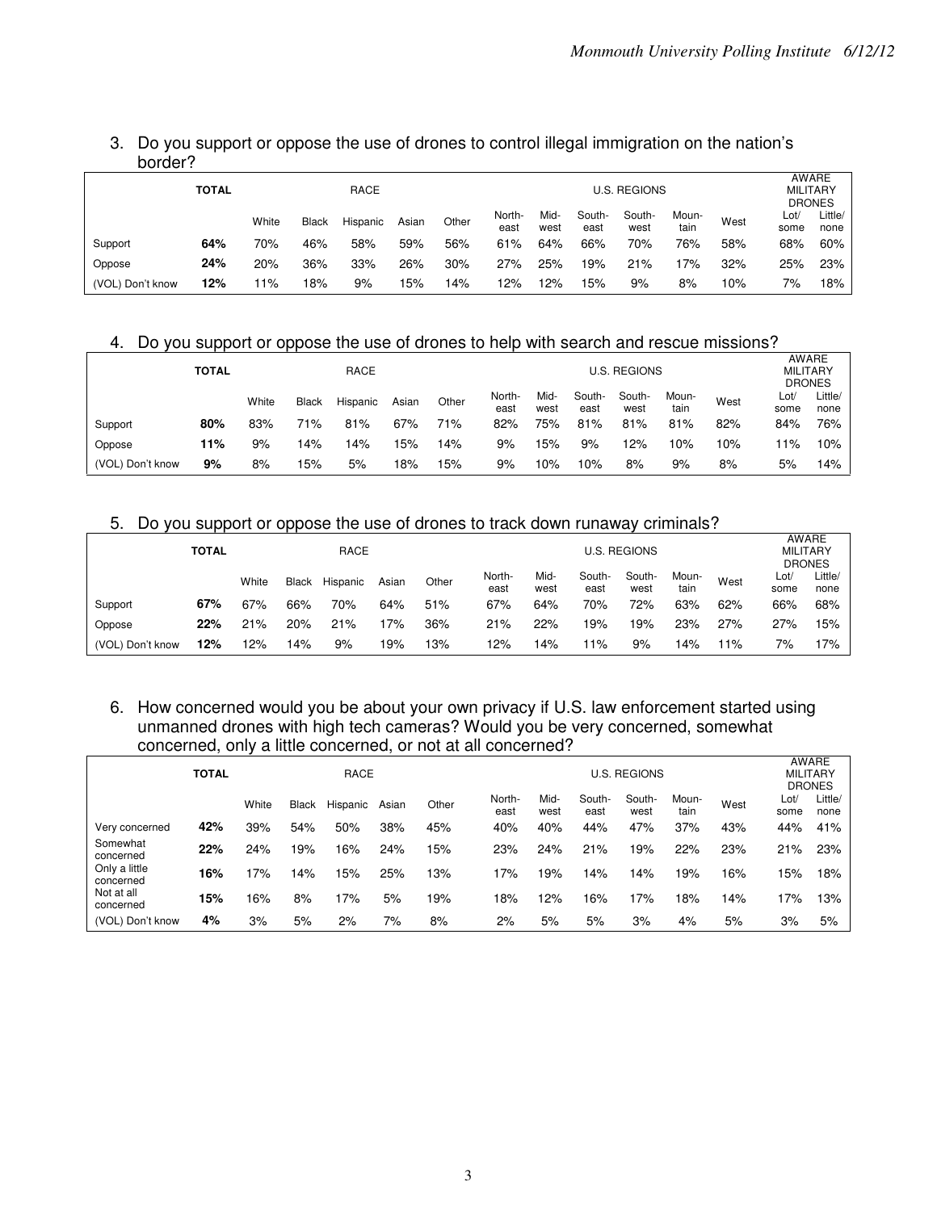3. Do you support or oppose the use of drones to control illegal immigration on the nation's border?

| | TOTAL | RACE | | | | | U.S. REGIONS | | | | | | AWARE MILITARY DRONES | |
|---|---|---|---|---|---|---|---|---|---|---|---|---|---|---|
| | | White | Black | Hispanic | Asian | Other | North-east | Mid-west | South-east | South-west | Moun-tain | West | Lot/ some | Little/ none |
| Support | **64%** | 70% | 46% | 58% | 59% | 56% | 61% | 64% | 66% | 70% | 76% | 58% | 68% | 60% |
| Oppose | **24%** | 20% | 36% | 33% | 26% | 30% | 27% | 25% | 19% | 21% | 17% | 32% | 25% | 23% |
| (VOL) Don't know | **12%** | 11% | 18% | 9% | 15% | 14% | 12% | 12% | 15% | 9% | 8% | 10% | 7% | 18% |

4. Do you support or oppose the use of drones to help with search and rescue missions?

| | TOTAL | RACE | | | | | U.S. REGIONS | | | | | | AWARE MILITARY DRONES | |
|---|---|---|---|---|---|---|---|---|---|---|---|---|---|---|
| | | White | Black | Hispanic | Asian | Other | North-east | Mid-west | South-east | South-west | Moun-tain | West | Lot/ some | Little/ none |
| Support | **80%** | 83% | 71% | 81% | 67% | 71% | 82% | 75% | 81% | 81% | 81% | 82% | 84% | 76% |
| Oppose | **11%** | 9% | 14% | 14% | 15% | 14% | 9% | 15% | 9% | 12% | 10% | 10% | 11% | 10% |
| (VOL) Don't know | **9%** | 8% | 15% | 5% | 18% | 15% | 9% | 10% | 10% | 8% | 9% | 8% | 5% | 14% |

5. Do you support or oppose the use of drones to track down runaway criminals?

| | TOTAL | RACE | | | | | U.S. REGIONS | | | | | | AWARE MILITARY DRONES | |
|---|---|---|---|---|---|---|---|---|---|---|---|---|---|---|
| | | White | Black | Hispanic | Asian | Other | North-east | Mid-west | South-east | South-west | Moun-tain | West | Lot/ some | Little/ none |
| Support | **67%** | 67% | 66% | 70% | 64% | 51% | 67% | 64% | 70% | 72% | 63% | 62% | 66% | 68% |
| Oppose | **22%** | 21% | 20% | 21% | 17% | 36% | 21% | 22% | 19% | 19% | 23% | 27% | 27% | 15% |
| (VOL) Don't know | **12%** | 12% | 14% | 9% | 19% | 13% | 12% | 14% | 11% | 9% | 14% | 11% | 7% | 17% |

6. How concerned would you be about your own privacy if U.S. law enforcement started using unmanned drones with high tech cameras? Would you be very concerned, somewhat concerned, only a little concerned, or not at all concerned?

| | TOTAL | RACE | | | | | U.S. REGIONS | | | | | | AWARE MILITARY DRONES | |
|---|---|---|---|---|---|---|---|---|---|---|---|---|---|---|
| | | White | Black | Hispanic | Asian | Other | North-east | Mid-west | South-east | South-west | Moun-tain | West | Lot/ some | Little/ none |
| Very concerned | **42%** | 39% | 54% | 50% | 38% | 45% | 40% | 40% | 44% | 47% | 37% | 43% | 44% | 41% |
| Somewhat concerned | **22%** | 24% | 19% | 16% | 24% | 15% | 23% | 24% | 21% | 19% | 22% | 23% | 21% | 23% |
| Only a little concerned | **16%** | 17% | 14% | 15% | 25% | 13% | 17% | 19% | 14% | 14% | 19% | 16% | 15% | 18% |
| Not at all concerned | **15%** | 16% | 8% | 17% | 5% | 19% | 18% | 12% | 16% | 17% | 18% | 14% | 17% | 13% |
| (VOL) Don't know | **4%** | 3% | 5% | 2% | 7% | 8% | 2% | 5% | 5% | 3% | 4% | 5% | 3% | 5% |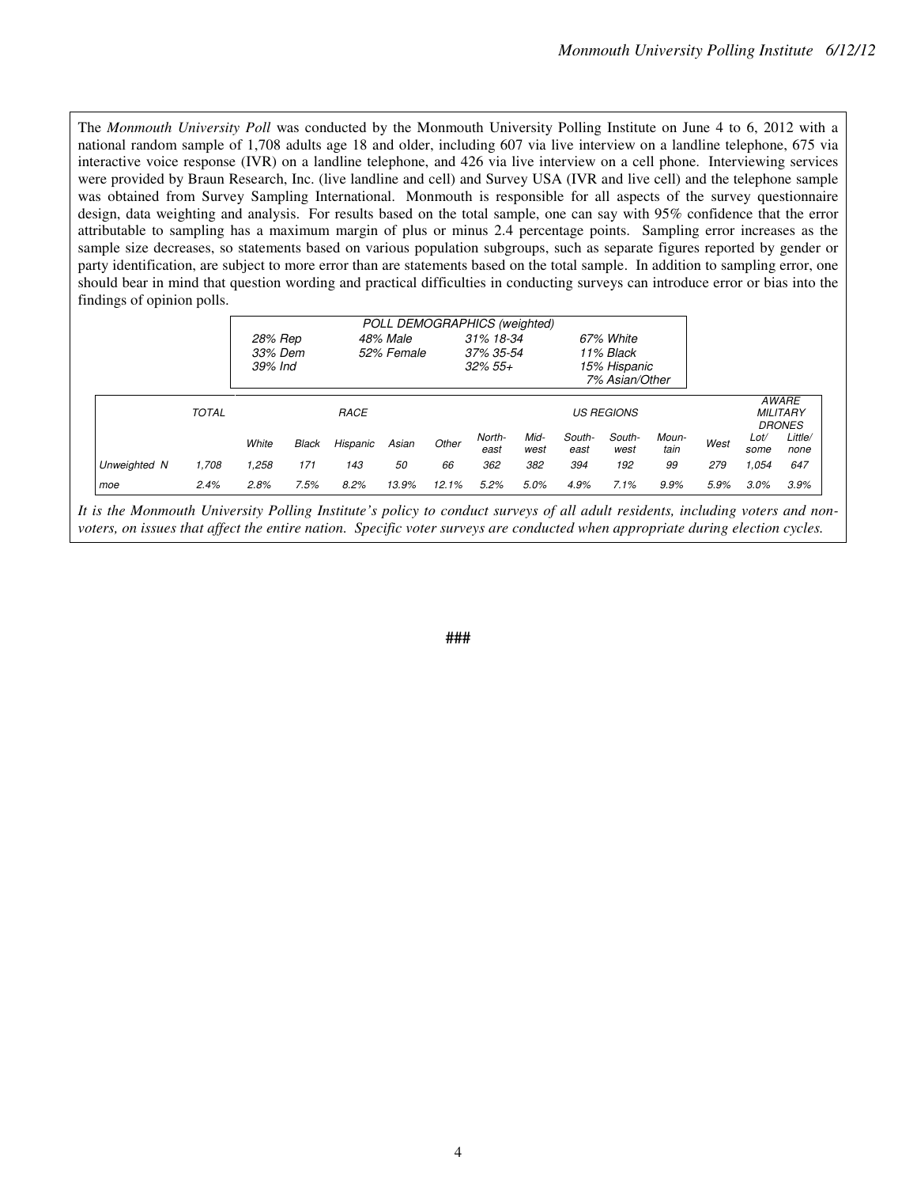The *Monmouth University Poll* was conducted by the Monmouth University Polling Institute on June 4 to 6, 2012 with a national random sample of 1,708 adults age 18 and older, including 607 via live interview on a landline telephone, 675 via interactive voice response (IVR) on a landline telephone, and 426 via live interview on a cell phone. Interviewing services were provided by Braun Research, Inc. (live landline and cell) and Survey USA (IVR and live cell) and the telephone sample was obtained from Survey Sampling International. Monmouth is responsible for all aspects of the survey questionnaire design, data weighting and analysis. For results based on the total sample, one can say with 95% confidence that the error attributable to sampling has a maximum margin of plus or minus 2.4 percentage points. Sampling error increases as the sample size decreases, so statements based on various population subgroups, such as separate figures reported by gender or party identification, are subject to more error than are statements based on the total sample. In addition to sampling error, one should bear in mind that question wording and practical difficulties in conducting surveys can introduce error or bias into the findings of opinion polls.

*POLL DEMOGRAPHICS (weighted)*

| | | | |
|---|---|---|---|
| 28% Rep | 48% Male | 31% 18-34 | 67% White |
| 33% Dem | 52% Female | 37% 35-54 | 11% Black |
| 39% Ind | | 32% 55+ | 15% Hispanic |
| | | | 7% Asian/Other |

| | TOTAL | RACE | | | | | US REGIONS | | | | | | AWARE MILITARY DRONES | |
|---|---|---|---|---|---|---|---|---|---|---|---|---|---|---|
| | | White | Black | Hispanic | Asian | Other | North-east | Mid-west | South-east | South-west | Moun-tain | West | Lot/ some | Little/ none |
| Unweighted N | 1,708 | 1,258 | 171 | 143 | 50 | 66 | 362 | 382 | 394 | 192 | 99 | 279 | 1,054 | 647 |
| moe | 2.4% | 2.8% | 7.5% | 8.2% | 13.9% | 12.1% | 5.2% | 5.0% | 4.9% | 7.1% | 9.9% | 5.9% | 3.0% | 3.9% |

*It is the Monmouth University Polling Institute's policy to conduct surveys of all adult residents, including voters and non-voters, on issues that affect the entire nation. Specific voter surveys are conducted when appropriate during election cycles.*

###